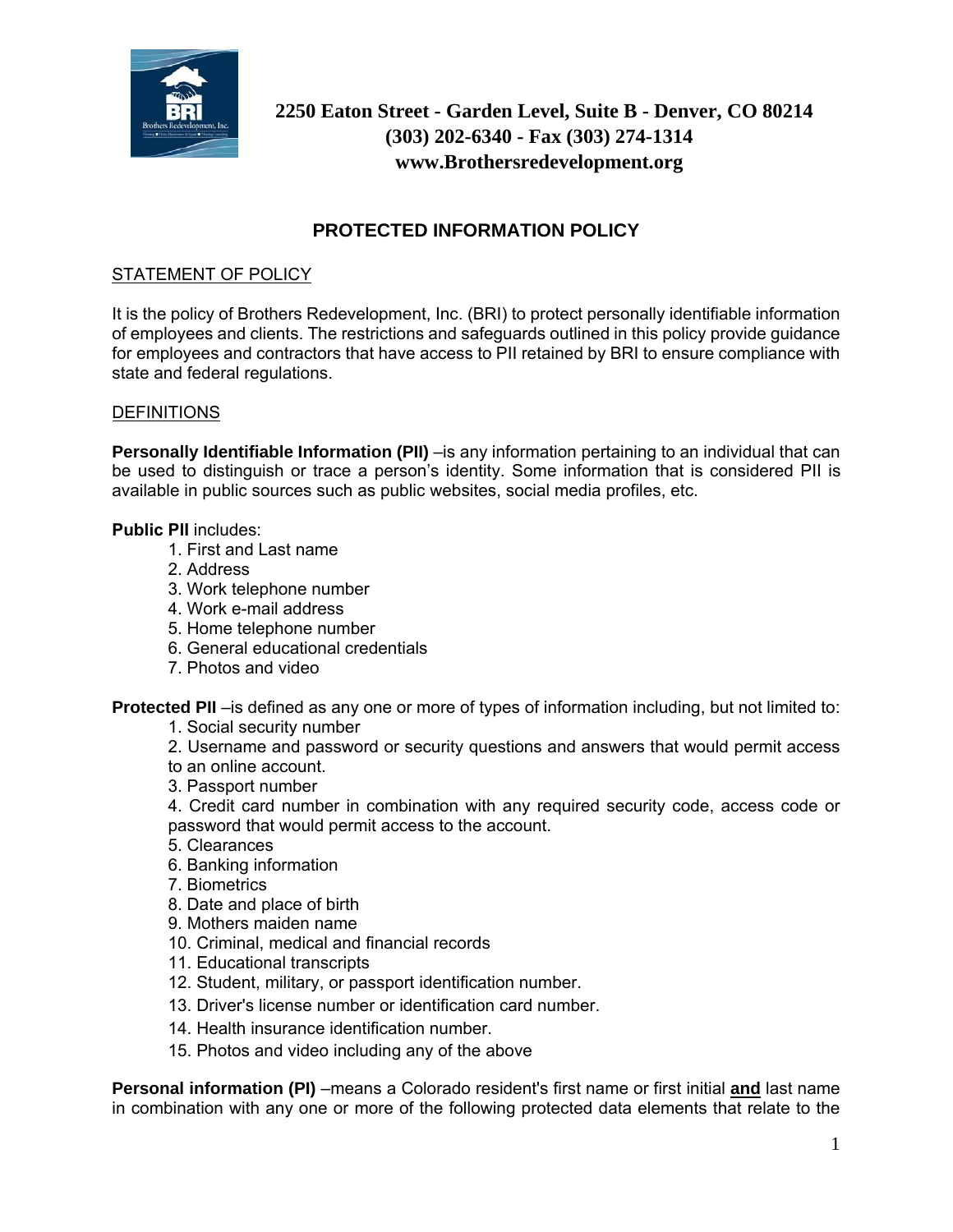2250 Eaton Street - Garden Level, Suite B - Denver, CO 80214
(303) 202-6340 - Fax (303) 274-1314
www.Brothersredevelopment.org

# PROTECTED INFORMATION POLICY

## STATEMENT OF POLICY

It is the policy of Brothers Redevelopment, Inc. (BRI) to protect personally identifiable information of employees and clients. The restrictions and safeguards outlined in this policy provide guidance for employees and contractors that have access to PII retained by BRI to ensure compliance with state and federal regulations.

## DEFINITIONS

**Personally Identifiable Information (PII)** –is any information pertaining to an individual that can be used to distinguish or trace a person's identity. Some information that is considered PII is available in public sources such as public websites, social media profiles, etc.

**Public PII** includes:

1. First and Last name
2. Address
3. Work telephone number
4. Work e-mail address
5. Home telephone number
6. General educational credentials
7. Photos and video

**Protected PII** –is defined as any one or more of types of information including, but not limited to:

1. Social security number
2. Username and password or security questions and answers that would permit access to an online account.
3. Passport number
4. Credit card number in combination with any required security code, access code or password that would permit access to the account.
5. Clearances
6. Banking information
7. Biometrics
8. Date and place of birth
9. Mothers maiden name
10. Criminal, medical and financial records
11. Educational transcripts
12. Student, military, or passport identification number.
13. Driver's license number or identification card number.
14. Health insurance identification number.
15. Photos and video including any of the above

**Personal information (PI)** –means a Colorado resident's first name or first initial **and** last name in combination with any one or more of the following protected data elements that relate to the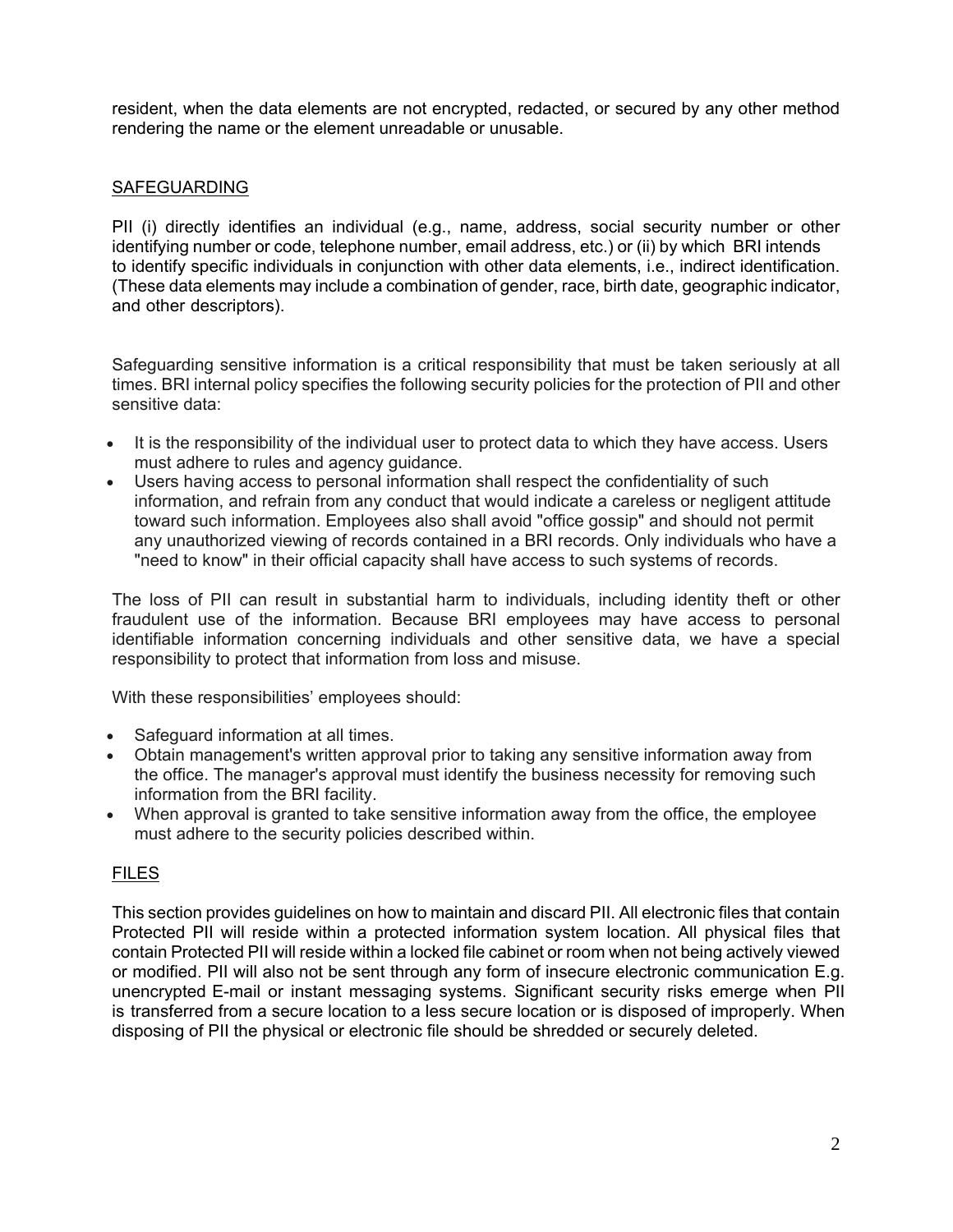resident, when the data elements are not encrypted, redacted, or secured by any other method rendering the name or the element unreadable or unusable.

## SAFEGUARDING

PII (i) directly identifies an individual (e.g., name, address, social security number or other identifying number or code, telephone number, email address, etc.) or (ii) by which BRI intends to identify specific individuals in conjunction with other data elements, i.e., indirect identification. (These data elements may include a combination of gender, race, birth date, geographic indicator, and other descriptors).

Safeguarding sensitive information is a critical responsibility that must be taken seriously at all times. BRI internal policy specifies the following security policies for the protection of PII and other sensitive data:

- It is the responsibility of the individual user to protect data to which they have access. Users must adhere to rules and agency guidance.
- Users having access to personal information shall respect the confidentiality of such information, and refrain from any conduct that would indicate a careless or negligent attitude toward such information. Employees also shall avoid "office gossip" and should not permit any unauthorized viewing of records contained in a BRI records. Only individuals who have a "need to know" in their official capacity shall have access to such systems of records.

The loss of PII can result in substantial harm to individuals, including identity theft or other fraudulent use of the information. Because BRI employees may have access to personal identifiable information concerning individuals and other sensitive data, we have a special responsibility to protect that information from loss and misuse.

With these responsibilities' employees should:

- Safeguard information at all times.
- Obtain management's written approval prior to taking any sensitive information away from the office. The manager's approval must identify the business necessity for removing such information from the BRI facility.
- When approval is granted to take sensitive information away from the office, the employee must adhere to the security policies described within.

## FILES

This section provides guidelines on how to maintain and discard PII. All electronic files that contain Protected PII will reside within a protected information system location. All physical files that contain Protected PII will reside within a locked file cabinet or room when not being actively viewed or modified. PII will also not be sent through any form of insecure electronic communication E.g. unencrypted E-mail or instant messaging systems. Significant security risks emerge when PII is transferred from a secure location to a less secure location or is disposed of improperly. When disposing of PII the physical or electronic file should be shredded or securely deleted.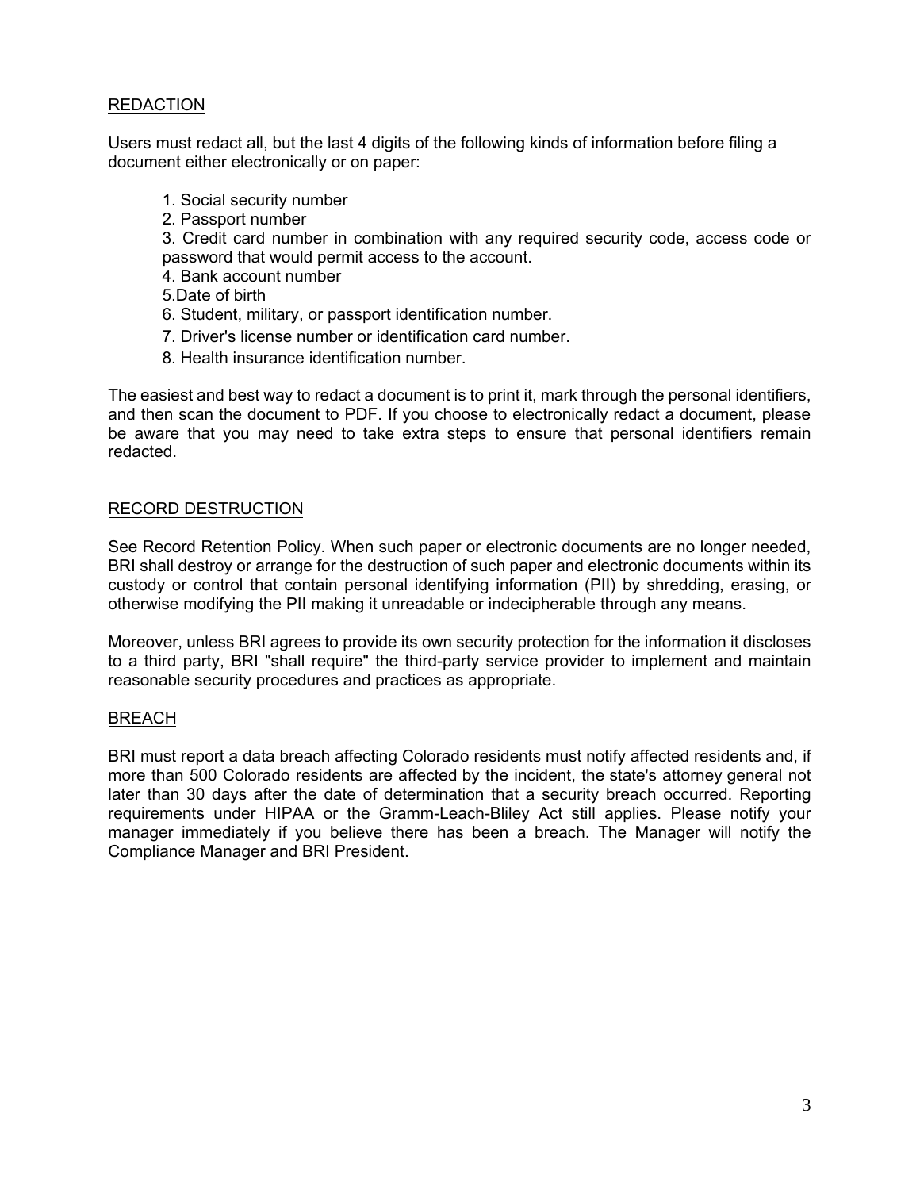## REDACTION

Users must redact all, but the last 4 digits of the following kinds of information before filing a document either electronically or on paper:

1. Social security number
2. Passport number
3. Credit card number in combination with any required security code, access code or password that would permit access to the account.
4. Bank account number
5. Date of birth
6. Student, military, or passport identification number.
7. Driver's license number or identification card number.
8. Health insurance identification number.

The easiest and best way to redact a document is to print it, mark through the personal identifiers, and then scan the document to PDF. If you choose to electronically redact a document, please be aware that you may need to take extra steps to ensure that personal identifiers remain redacted.

## RECORD DESTRUCTION

See Record Retention Policy. When such paper or electronic documents are no longer needed, BRI shall destroy or arrange for the destruction of such paper and electronic documents within its custody or control that contain personal identifying information (PII) by shredding, erasing, or otherwise modifying the PII making it unreadable or indecipherable through any means.

Moreover, unless BRI agrees to provide its own security protection for the information it discloses to a third party, BRI "shall require" the third-party service provider to implement and maintain reasonable security procedures and practices as appropriate.

## BREACH

BRI must report a data breach affecting Colorado residents must notify affected residents and, if more than 500 Colorado residents are affected by the incident, the state's attorney general not later than 30 days after the date of determination that a security breach occurred. Reporting requirements under HIPAA or the Gramm-Leach-Bliley Act still applies. Please notify your manager immediately if you believe there has been a breach. The Manager will notify the Compliance Manager and BRI President.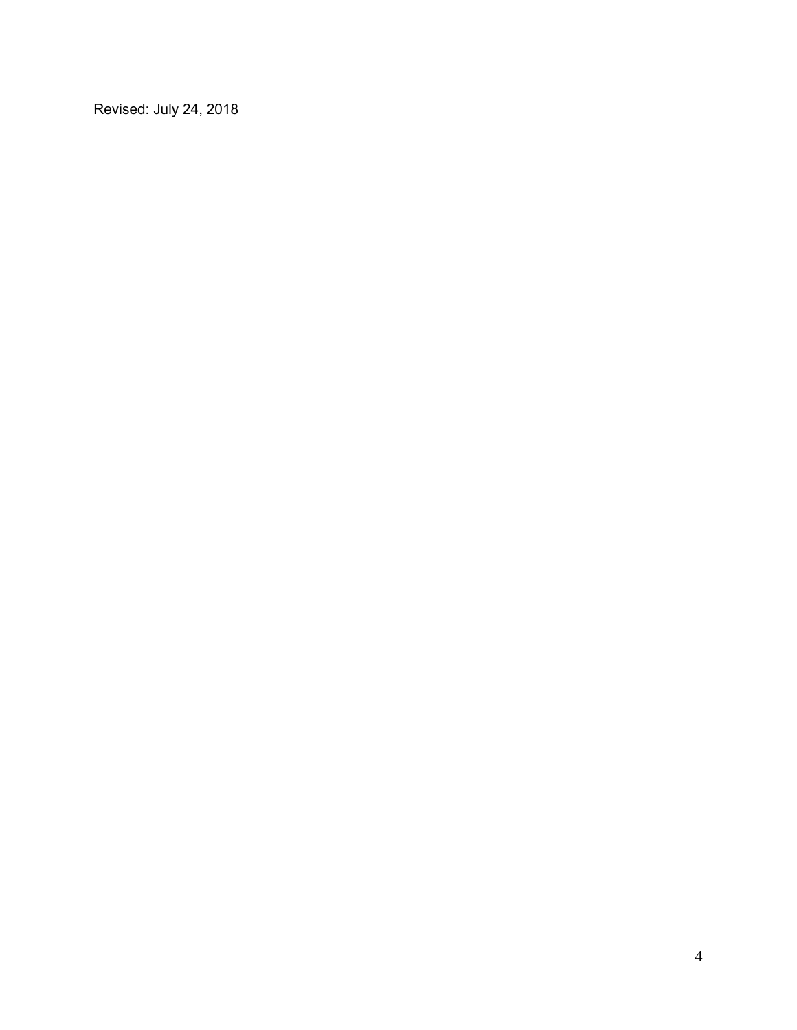Revised: July 24, 2018